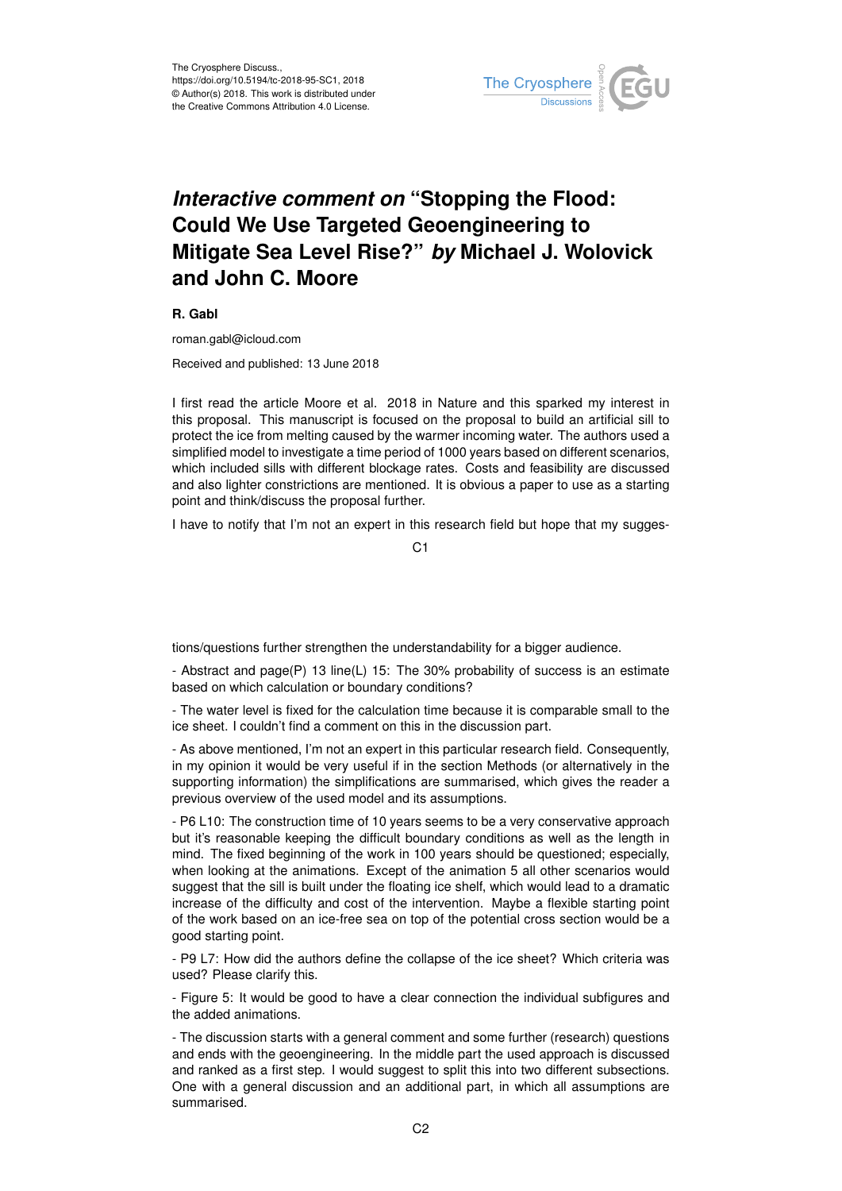The Cryosphere Discuss.,
https://doi.org/10.5194/tc-2018-95-SC1, 2018
© Author(s) 2018. This work is distributed under
the Creative Commons Attribution 4.0 License.

# *Interactive comment on* "Stopping the Flood: Could We Use Targeted Geoengineering to Mitigate Sea Level Rise?" *by* Michael J. Wolovick and John C. Moore

**R. Gabl**

roman.gabl@icloud.com

Received and published: 13 June 2018

I first read the article Moore et al. 2018 in Nature and this sparked my interest in this proposal. This manuscript is focused on the proposal to build an artificial sill to protect the ice from melting caused by the warmer incoming water. The authors used a simplified model to investigate a time period of 1000 years based on different scenarios, which included sills with different blockage rates. Costs and feasibility are discussed and also lighter constrictions are mentioned. It is obvious a paper to use as a starting point and think/discuss the proposal further.

I have to notify that I'm not an expert in this research field but hope that my suggestions/questions further strengthen the understandability for a bigger audience.

- Abstract and page(P) 13 line(L) 15: The 30% probability of success is an estimate based on which calculation or boundary conditions?

- The water level is fixed for the calculation time because it is comparable small to the ice sheet. I couldn't find a comment on this in the discussion part.

- As above mentioned, I'm not an expert in this particular research field. Consequently, in my opinion it would be very useful if in the section Methods (or alternatively in the supporting information) the simplifications are summarised, which gives the reader a previous overview of the used model and its assumptions.

- P6 L10: The construction time of 10 years seems to be a very conservative approach but it's reasonable keeping the difficult boundary conditions as well as the length in mind. The fixed beginning of the work in 100 years should be questioned; especially, when looking at the animations. Except of the animation 5 all other scenarios would suggest that the sill is built under the floating ice shelf, which would lead to a dramatic increase of the difficulty and cost of the intervention. Maybe a flexible starting point of the work based on an ice-free sea on top of the potential cross section would be a good starting point.

- P9 L7: How did the authors define the collapse of the ice sheet? Which criteria was used? Please clarify this.

- Figure 5: It would be good to have a clear connection the individual subfigures and the added animations.

- The discussion starts with a general comment and some further (research) questions and ends with the geoengineering. In the middle part the used approach is discussed and ranked as a first step. I would suggest to split this into two different subsections. One with a general discussion and an additional part, in which all assumptions are summarised.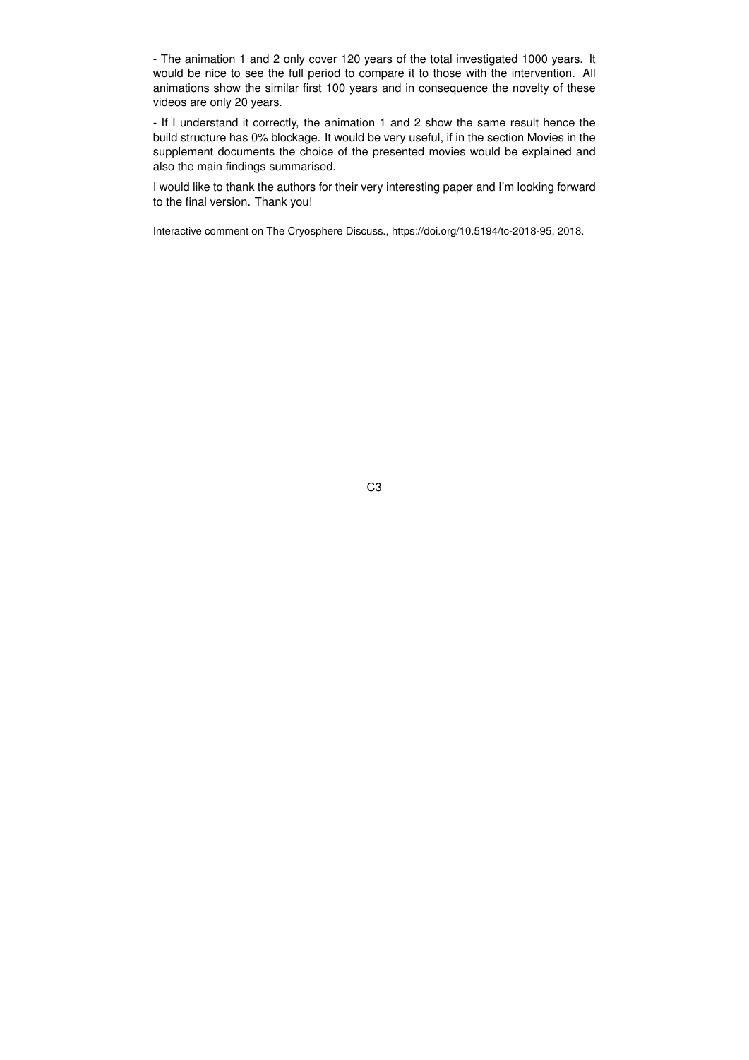- The animation 1 and 2 only cover 120 years of the total investigated 1000 years. It would be nice to see the full period to compare it to those with the intervention. All animations show the similar first 100 years and in consequence the novelty of these videos are only 20 years.

- If I understand it correctly, the animation 1 and 2 show the same result hence the build structure has 0% blockage. It would be very useful, if in the section Movies in the supplement documents the choice of the presented movies would be explained and also the main findings summarised.

I would like to thank the authors for their very interesting paper and I'm looking forward to the final version. Thank you!

---

Interactive comment on The Cryosphere Discuss., https://doi.org/10.5194/tc-2018-95, 2018.